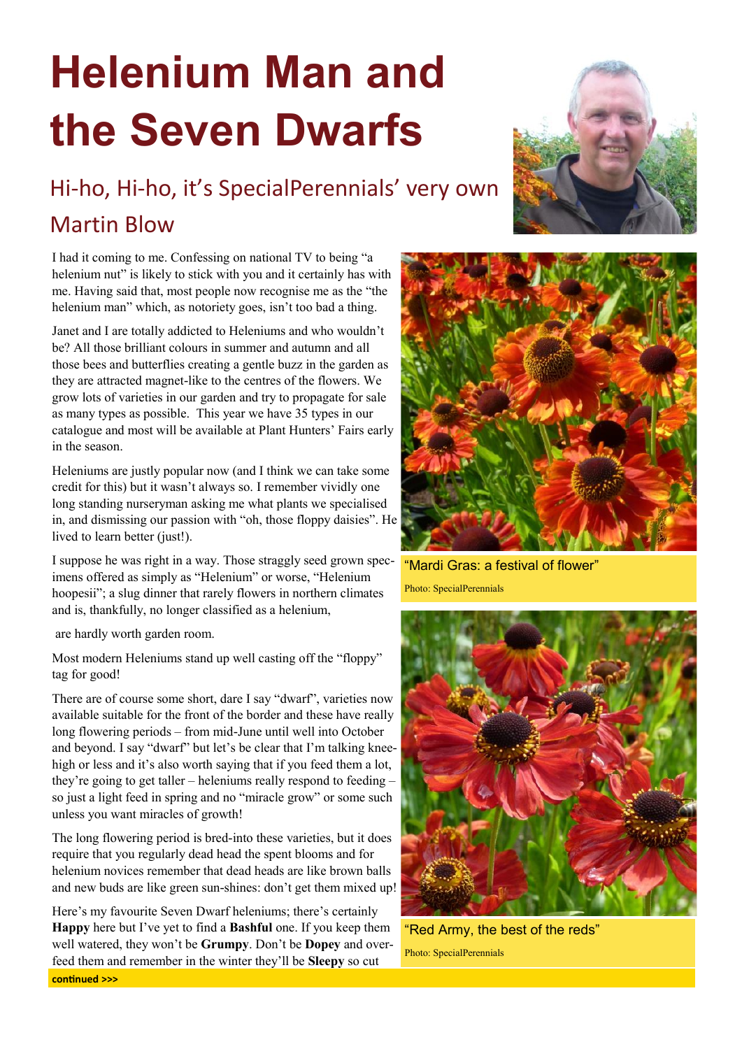# Helenium Man and the Seven Dwarfs

## Hi-ho, Hi-ho, it's SpecialPerennials' very own Martin Blow

I had it coming to me. Confessing on national TV to being "a helenium nut" is likely to stick with you and it certainly has with me. Having said that, most people now recognise me as the "the helenium man" which, as notoriety goes, isn't too bad a thing.

Janet and I are totally addicted to Heleniums and who wouldn't be? All those brilliant colours in summer and autumn and all those bees and butterflies creating a gentle buzz in the garden as they are attracted magnet-like to the centres of the flowers. We grow lots of varieties in our garden and try to propagate for sale as many types as possible. This year we have 35 types in our catalogue and most will be available at Plant Hunters' Fairs early in the season.

Heleniums are justly popular now (and I think we can take some credit for this) but it wasn't always so. I remember vividly one long standing nurseryman asking me what plants we specialised in, and dismissing our passion with "oh, those floppy daisies". He lived to learn better (just!).

I suppose he was right in a way. Those straggly seed grown specimens offered as simply as "Helenium" or worse, "Helenium hoopesii"; a slug dinner that rarely flowers in northern climates and is, thankfully, no longer classified as a helenium,

are hardly worth garden room.

Most modern Heleniums stand up well casting off the "floppy" tag for good!

There are of course some short, dare I say "dwarf", varieties now available suitable for the front of the border and these have really long flowering periods – from mid-June until well into October and beyond. I say "dwarf" but let's be clear that I'm talking knee-high or less and it's also worth saying that if you feed them a lot, they're going to get taller – heleniums really respond to feeding – so just a light feed in spring and no "miracle grow" or some such unless you want miracles of growth!

The long flowering period is bred-into these varieties, but it does require that you regularly dead head the spent blooms and for helenium novices remember that dead heads are like brown balls and new buds are like green sun-shines: don't get them mixed up!

Here's my favourite Seven Dwarf heleniums; there's certainly **Happy** here but I've yet to find a **Bashful** one. If you keep them well watered, they won't be **Grumpy**. Don't be **Dopey** and over-feed them and remember in the winter they'll be **Sleepy** so cut

**continued >>>**

"Mardi Gras: a festival of flower"

Photo: SpecialPerennials

"Red Army, the best of the reds"

Photo: SpecialPerennials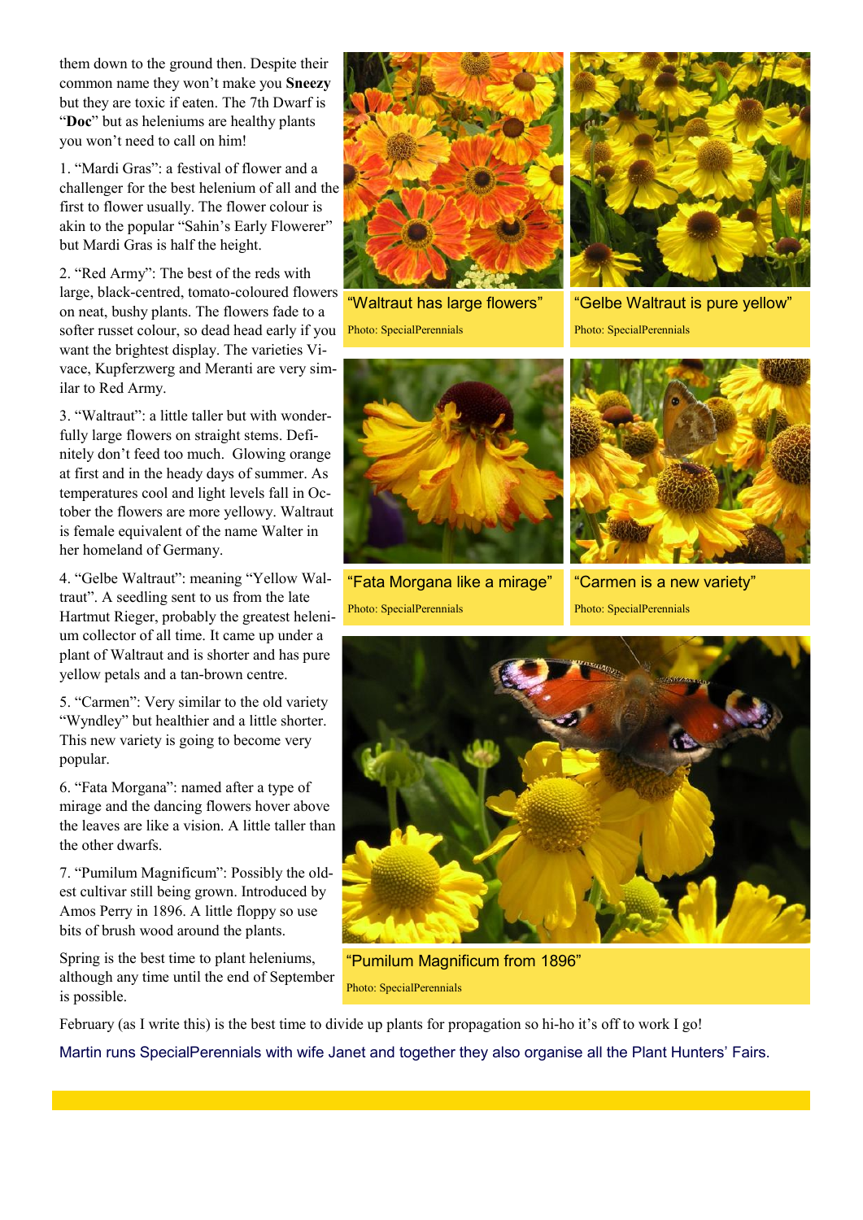them down to the ground then. Despite their common name they won't make you **Sneezy** but they are toxic if eaten. The 7th Dwarf is "**Doc**" but as heleniums are healthy plants you won't need to call on him!

1. "Mardi Gras": a festival of flower and a challenger for the best helenium of all and the first to flower usually. The flower colour is akin to the popular "Sahin's Early Flowerer" but Mardi Gras is half the height.

2. "Red Army": The best of the reds with large, black-centred, tomato-coloured flowers on neat, bushy plants. The flowers fade to a softer russet colour, so dead head early if you want the brightest display. The varieties Vivace, Kupferzwerg and Meranti are very similar to Red Army.

3. "Waltraut": a little taller but with wonderfully large flowers on straight stems. Definitely don't feed too much. Glowing orange at first and in the heady days of summer. As temperatures cool and light levels fall in October the flowers are more yellowy. Waltraut is female equivalent of the name Walter in her homeland of Germany.

4. "Gelbe Waltraut": meaning "Yellow Waltraut". A seedling sent to us from the late Hartmut Rieger, probably the greatest helenium collector of all time. It came up under a plant of Waltraut and is shorter and has pure yellow petals and a tan-brown centre.

5. "Carmen": Very similar to the old variety "Wyndley" but healthier and a little shorter. This new variety is going to become very popular.

6. "Fata Morgana": named after a type of mirage and the dancing flowers hover above the leaves are like a vision. A little taller than the other dwarfs.

7. "Pumilum Magnificum": Possibly the oldest cultivar still being grown. Introduced by Amos Perry in 1896. A little floppy so use bits of brush wood around the plants.

Spring is the best time to plant heleniums, although any time until the end of September is possible.

"Waltraut has large flowers"

Photo: SpecialPerennials

"Gelbe Waltraut is pure yellow"

Photo: SpecialPerennials

"Fata Morgana like a mirage"

Photo: SpecialPerennials

"Carmen is a new variety"

Photo: SpecialPerennials

"Pumilum Magnificum from 1896"

Photo: SpecialPerennials

February (as I write this) is the best time to divide up plants for propagation so hi-ho it's off to work I go!

Martin runs SpecialPerennials with wife Janet and together they also organise all the Plant Hunters' Fairs.